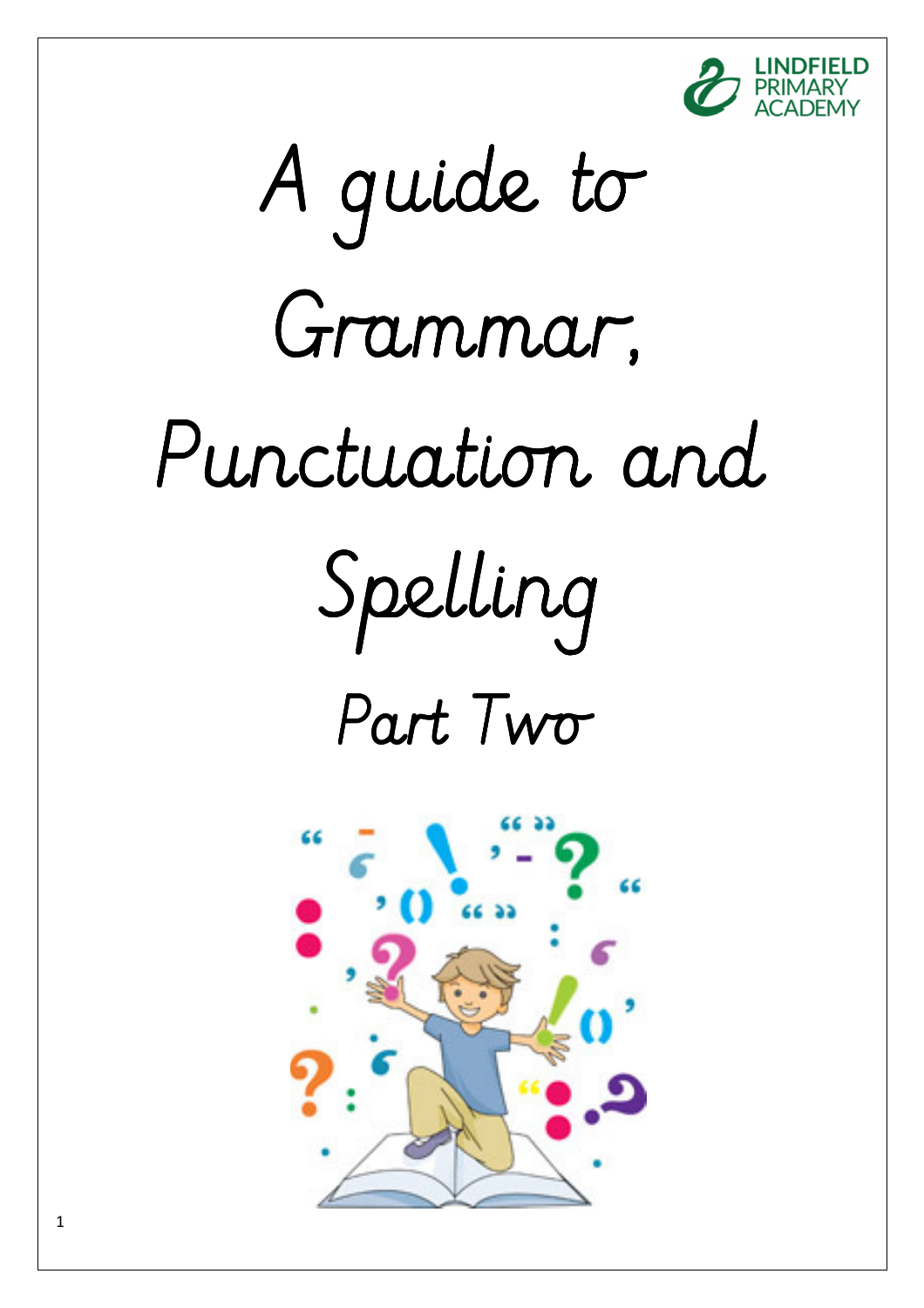LINDFIELD PRIMARY ACADEMY

# A guide to Grammar, Punctuation and Spelling

## Part Two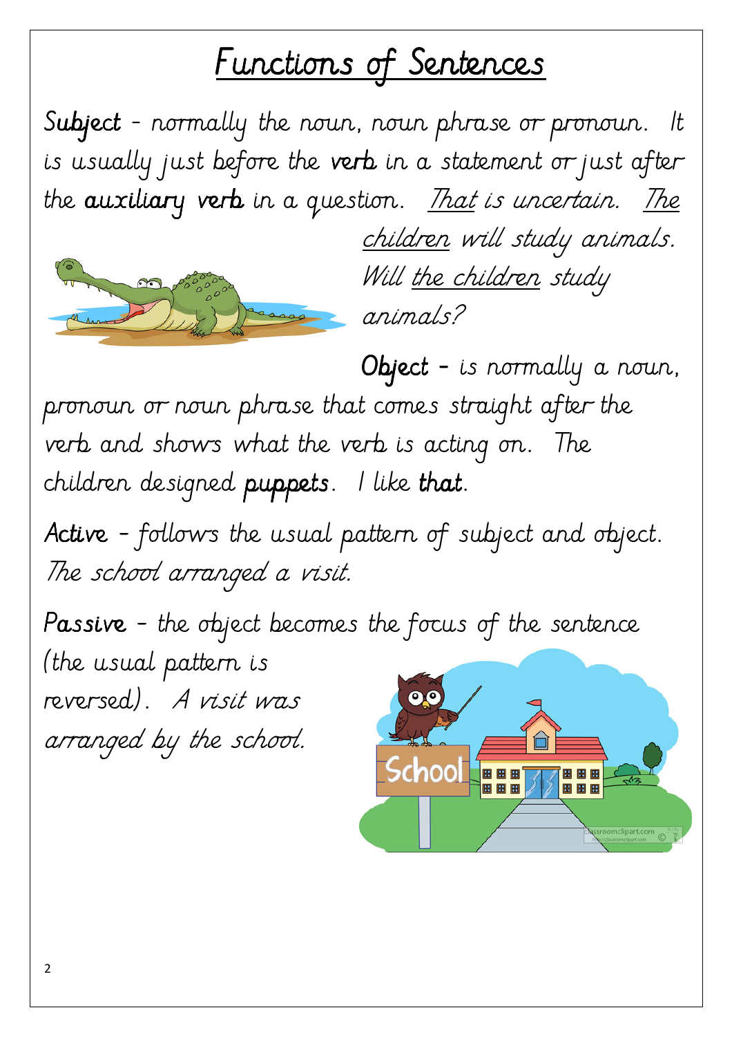# Functions of Sentences

**Subject** - *normally the noun, noun phrase or pronoun. It is usually just before the* **verb** *in a statement or just after the* **auxiliary verb** *in a question.* *<u>That</u> is uncertain. <u>The children</u> will study animals. Will <u>the children</u> study animals?*

**Object** - *is normally a noun, pronoun or noun phrase that comes straight after the verb and shows what the verb is acting on.* The children designed **puppets**. I like **that**.

**Active** - *follows the usual pattern of subject and object.* *The school arranged a visit.*

**Passive** - *the object becomes the focus of the sentence (the usual pattern is reversed).* *A visit was arranged by the school.*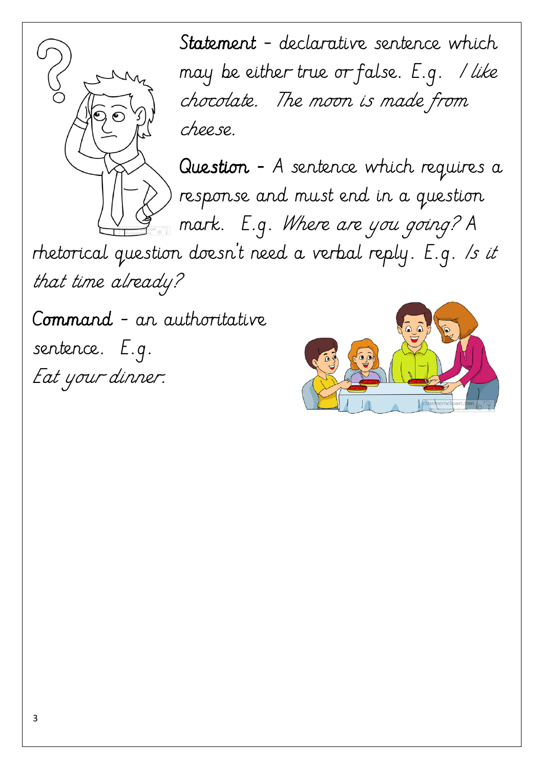**Statement** – declarative sentence which may be either true or false. E.g. *I like chocolate. The moon is made from cheese.*

**Question** – A sentence which requires a response and must end in a question mark. E.g. *Where are you going?* A rhetorical question doesn't need a verbal reply. E.g. *Is it that time already?*

**Command** – an authoritative sentence. E.g. *Eat your dinner.*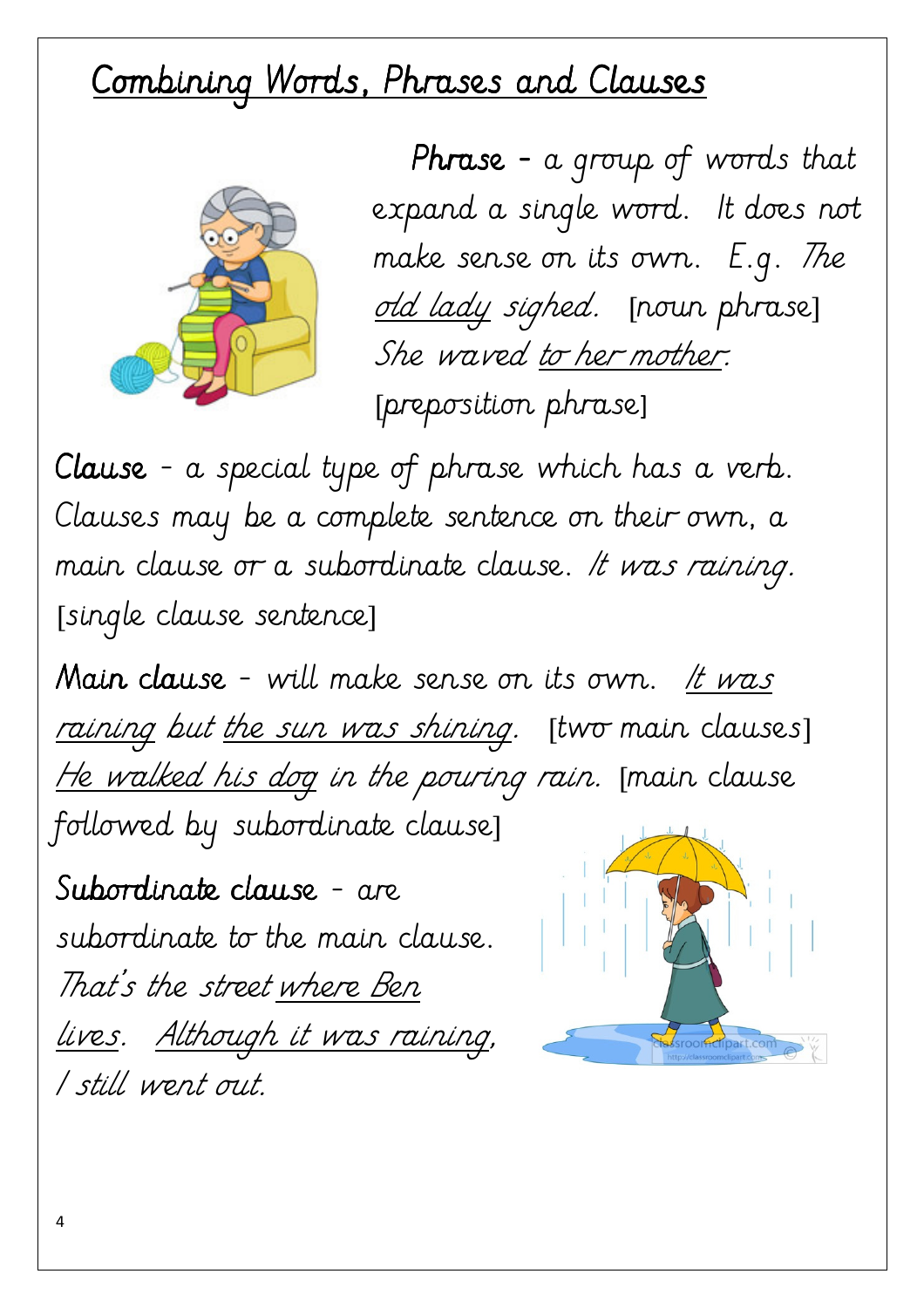# Combining Words, Phrases and Clauses

**Phrase** – a group of words that expand a single word. It does not make sense on its own. E.g. *The <u>old lady</u> sighed.* [noun phrase] *She waved <u>to her mother</u>.* [preposition phrase]

**Clause** – a special type of phrase which has a verb. Clauses may be a complete sentence on their own, a main clause or a subordinate clause. *It was raining.* [single clause sentence]

**Main clause** – will make sense on its own. *<u>It was raining</u> but <u>the sun was shining</u>.* [two main clauses] *<u>He walked his dog</u> in the pouring rain.* [main clause followed by subordinate clause]

**Subordinate clause** – are subordinate to the main clause. *That's the street <u>where Ben lives</u>. <u>Although it was raining</u>, I still went out.*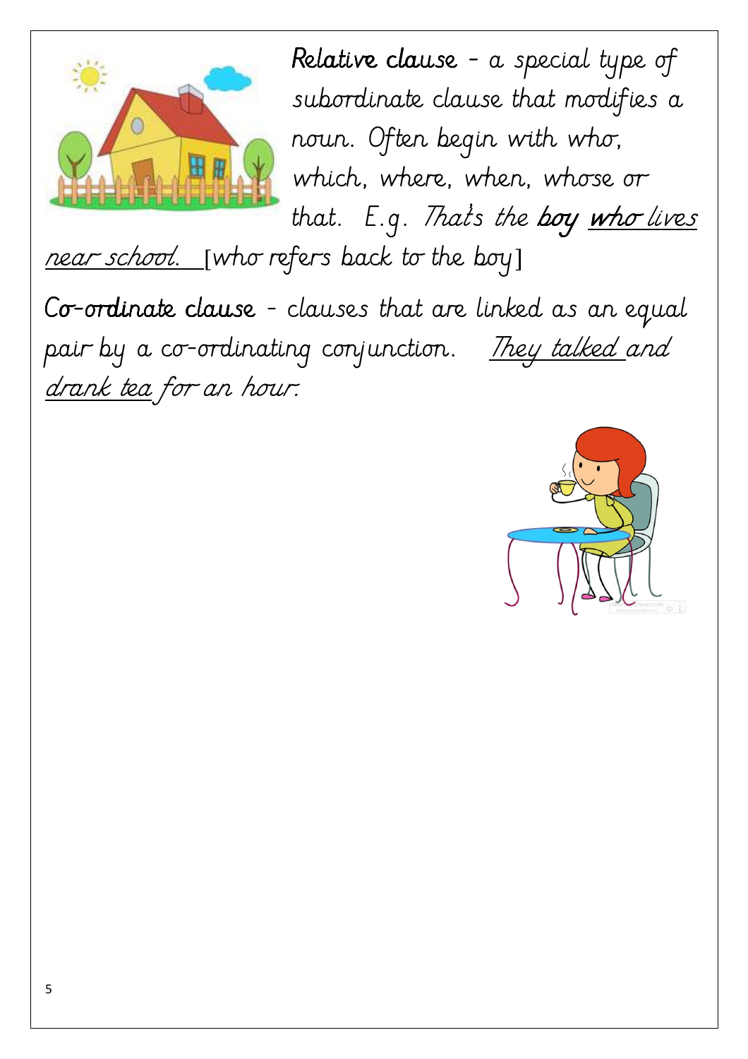**Relative clause** – a special type of subordinate clause that modifies a noun. Often begin with who, which, where, when, whose or that. E.g. *That's the **boy** <u>who lives near school.</u>* [who refers back to the boy]

**Co-ordinate clause** – clauses that are linked as an equal pair by a co-ordinating conjunction. *<u>They talked</u> and <u>drank tea</u> for an hour.*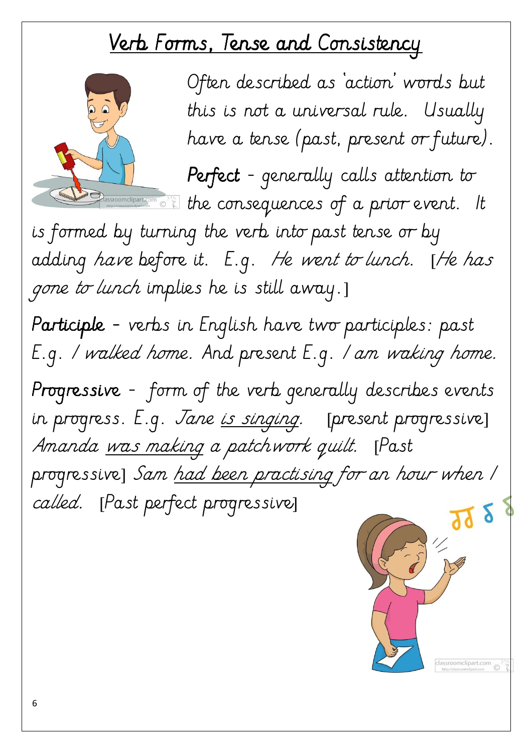# Verb Forms, Tense and Consistency

Often described as 'action' words but this is not a universal rule. Usually have a tense (past, present or future).

**Perfect** - generally calls attention to the consequences of a prior event. It is formed by turning the verb into past tense or by adding *have* before it. E.g. *He went to lunch*. [*He has gone to lunch* implies he is still away.]

**Participle** - verbs in English have two participles: past E.g. *I walked home*. And present E.g. *I am waking home.*

**Progressive** - form of the verb generally describes events in progress. E.g. *Jane is singing.* [present progressive] *Amanda was making a patchwork quilt.* [Past progressive] *Sam had been practising for an hour when I called.* [Past perfect progressive]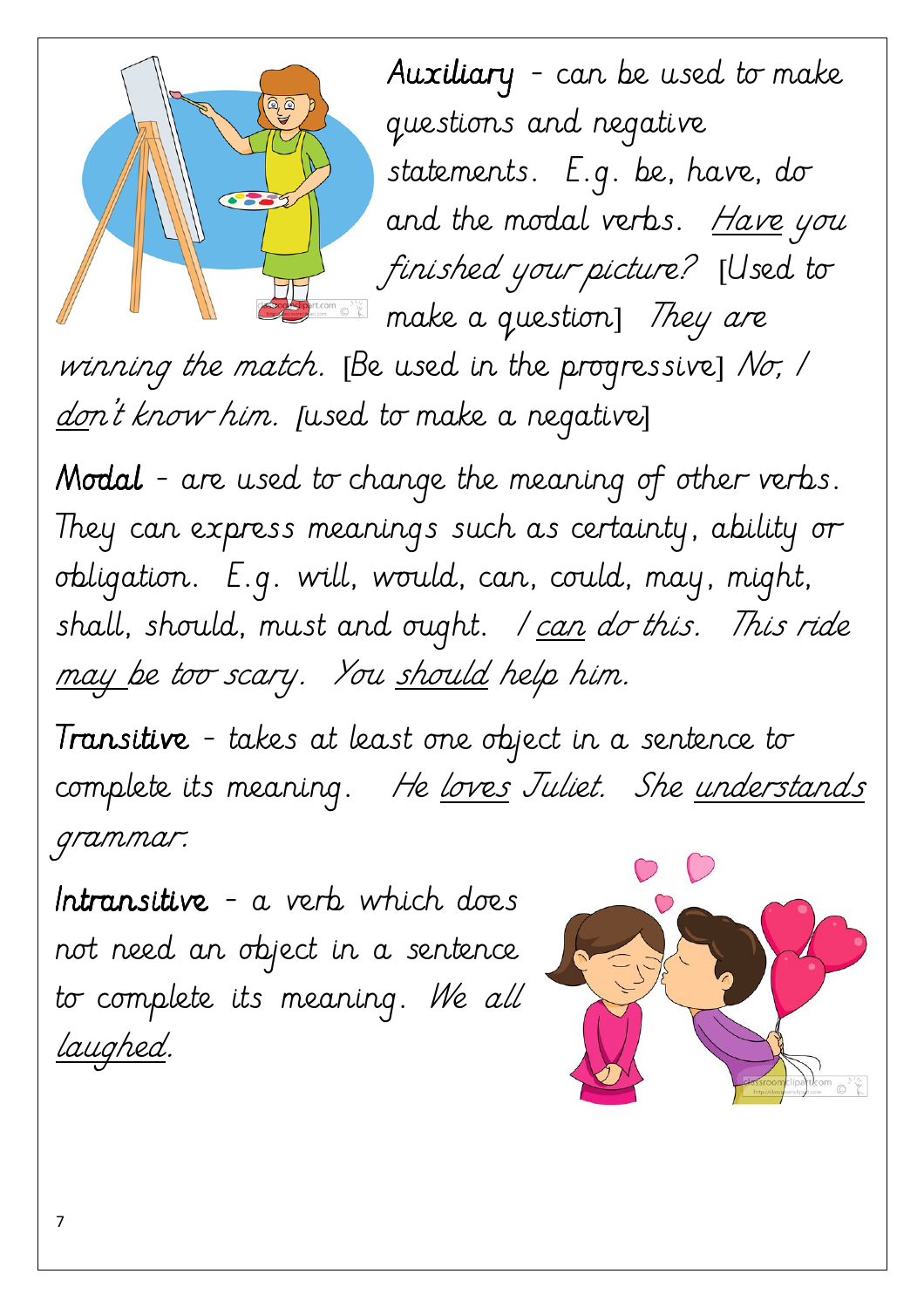**Auxiliary** - can be used to make questions and negative statements. E.g. be, have, do and the modal verbs. *<u>Have</u> you finished your picture?* [Used to make a question] *They are winning the match.* [Be used in the progressive] *No, I <u>don</u>'t know him.* [used to make a negative]

**Modal** - are used to change the meaning of other verbs. They can express meanings such as certainty, ability or obligation. E.g. will, would, can, could, may, might, shall, should, must and ought. *I <u>can</u> do this. This ride <u>may</u> be too scary. You <u>should</u> help him.*

**Transitive** - takes at least one object in a sentence to complete its meaning. *He <u>loves</u> Juliet. She <u>understands</u> grammar.*

**Intransitive** - a verb which does not need an object in a sentence to complete its meaning. *We all <u>laughed</u>.*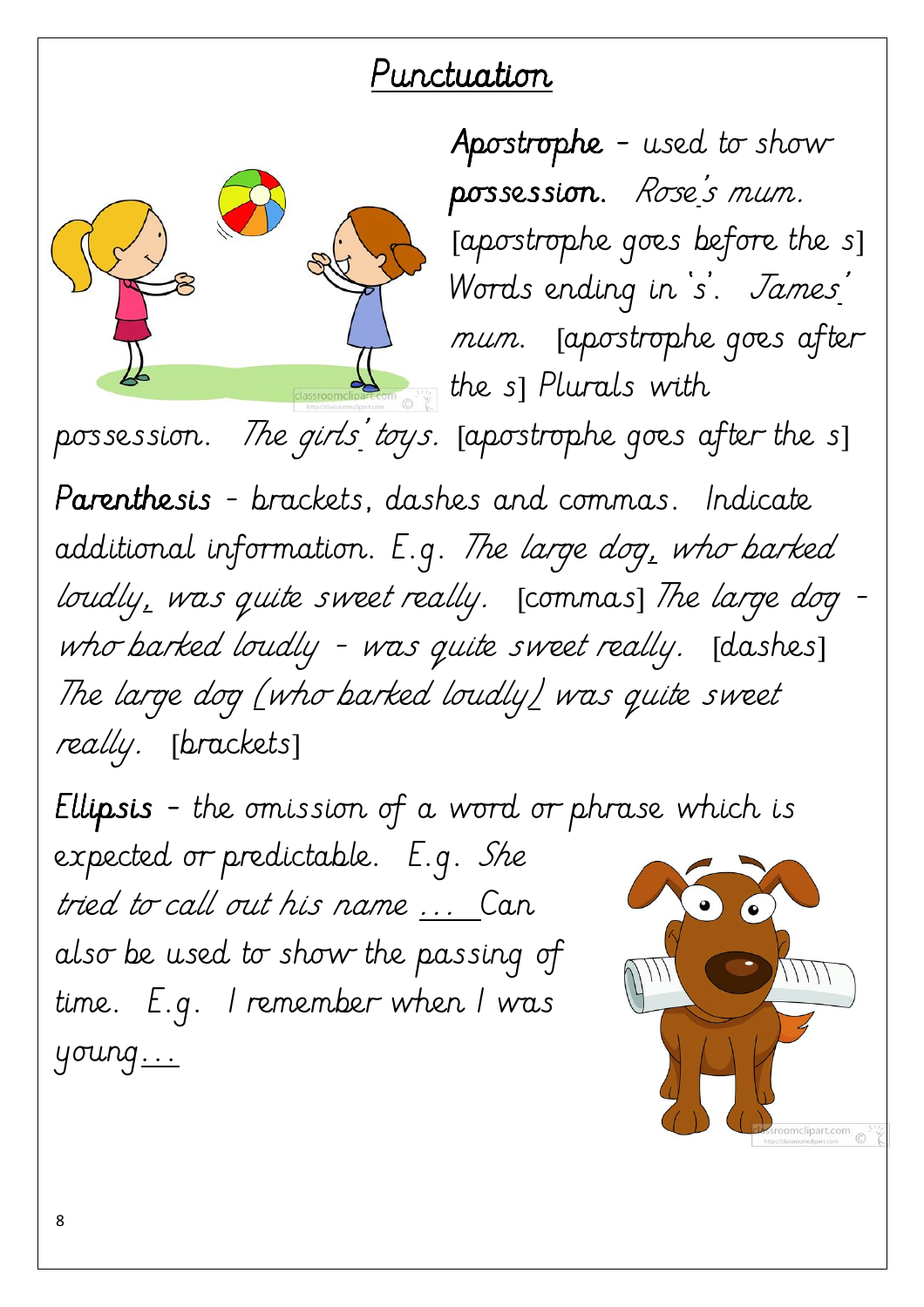# Punctuation

**Apostrophe** – used to show **possession.** *Rose's mum.* [apostrophe goes before the s] Words ending in 's'. *James' mum.* [apostrophe goes after the s] Plurals with possession. *The girls' toys.* [apostrophe goes after the s]

**Parenthesis** – brackets, dashes and commas. Indicate additional information. E.g. *The large dog, who barked loudly, was quite sweet really.* [commas] *The large dog – who barked loudly – was quite sweet really.* [dashes] *The large dog (who barked loudly) was quite sweet really.* [brackets]

**Ellipsis** – the omission of a word or phrase which is expected or predictable. E.g. *She tried to call out his name …* Can also be used to show the passing of time. E.g. *I remember when I was young…*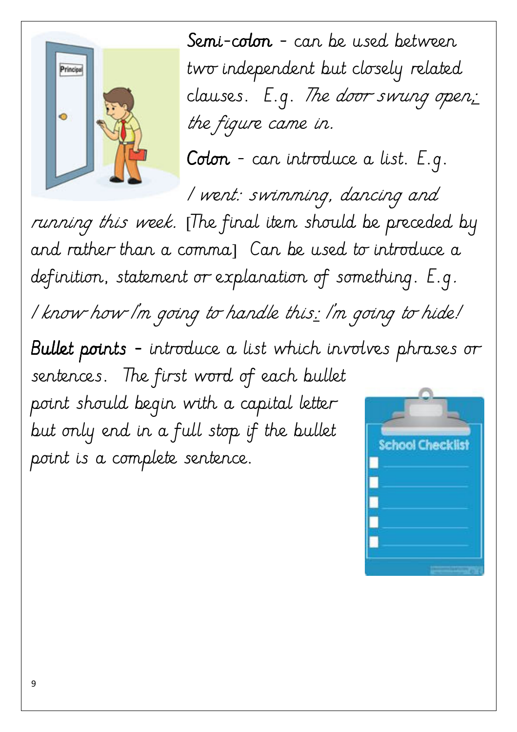**Semi-colon** - can be used between two independent but closely related clauses. E.g. *The door swung open; the figure came in.*

**Colon** - can introduce a list. E.g. *I went: swimming, dancing and running this week.* [The final item should be preceded by and rather than a comma] Can be used to introduce a definition, statement or explanation of something. E.g. *I know how I'm going to handle this: I'm going to hide!*

**Bullet points** - introduce a list which involves phrases or sentences. The first word of each bullet point should begin with a capital letter but only end in a full stop if the bullet point is a complete sentence.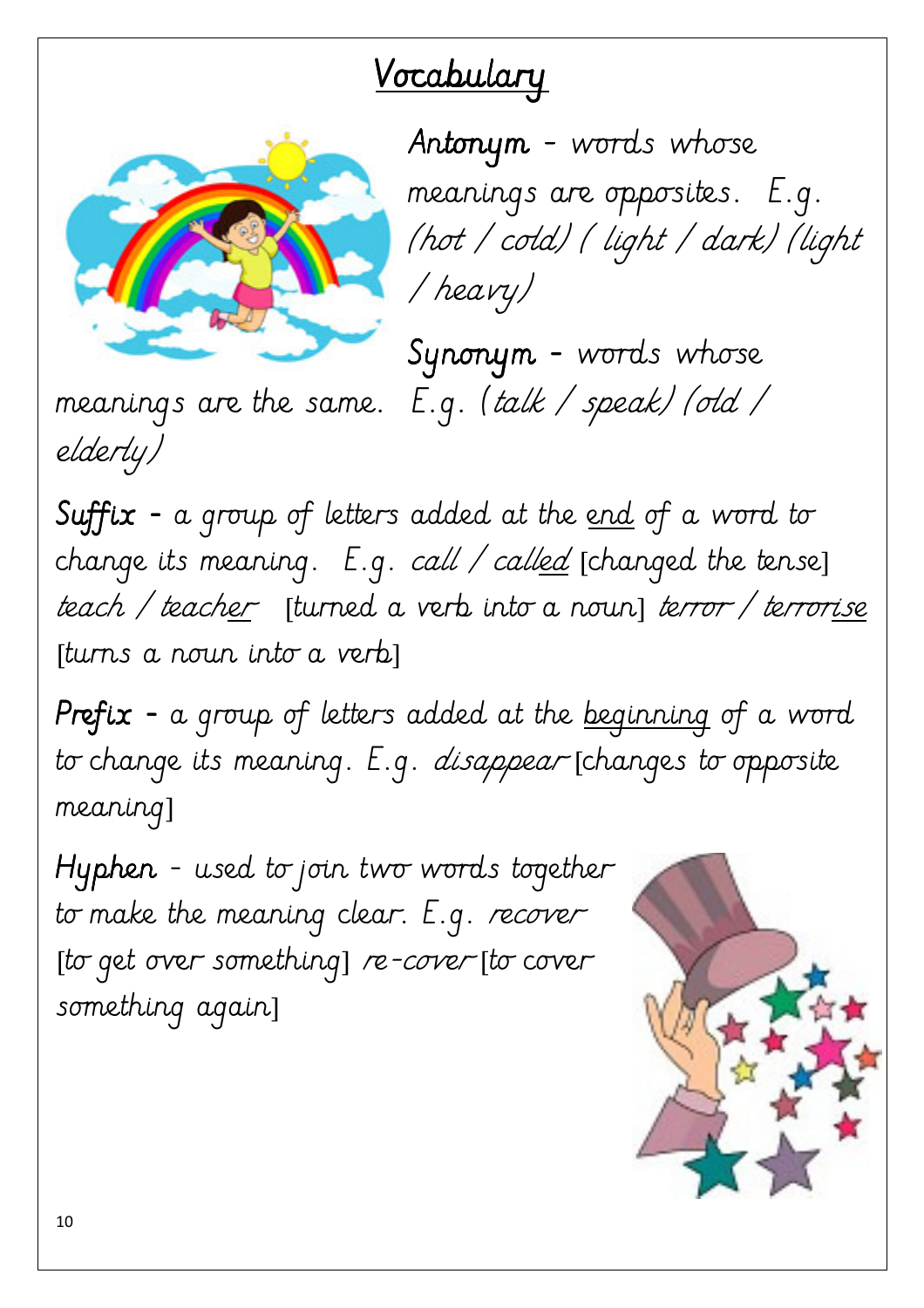# Vocabulary

**Antonym** - words whose meanings are opposites. E.g. *(hot / cold) ( light / dark) (light / heavy)*

**Synonym** - words whose meanings are the same. E.g. *(talk / speak) (old / elderly)*

**Suffix** - a group of letters added at the end of a word to change its meaning. E.g. *call / called* [changed the tense] *teach / teacher* [turned a verb into a noun] *terror / terrorise* [turns a noun into a verb]

**Prefix** - a group of letters added at the beginning of a word to change its meaning. E.g. *disappear* [changes to opposite meaning]

**Hyphen** - used to join two words together to make the meaning clear. E.g. *recover* [to get over something] *re-cover* [to cover something again]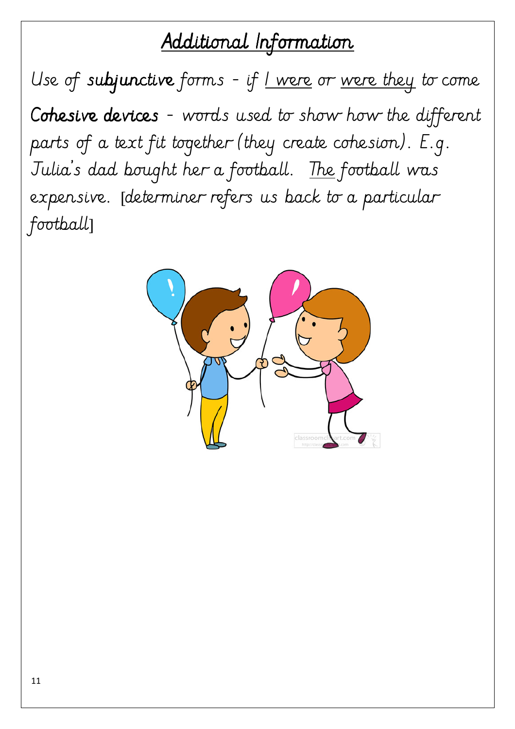# Additional Information

Use of **subjunctive** forms - if I were or were they to come

**Cohesive devices** - words used to show how the different parts of a text fit together (they create cohesion). E.g. Julia's dad bought her a football. The football was expensive. [determiner refers us back to a particular football]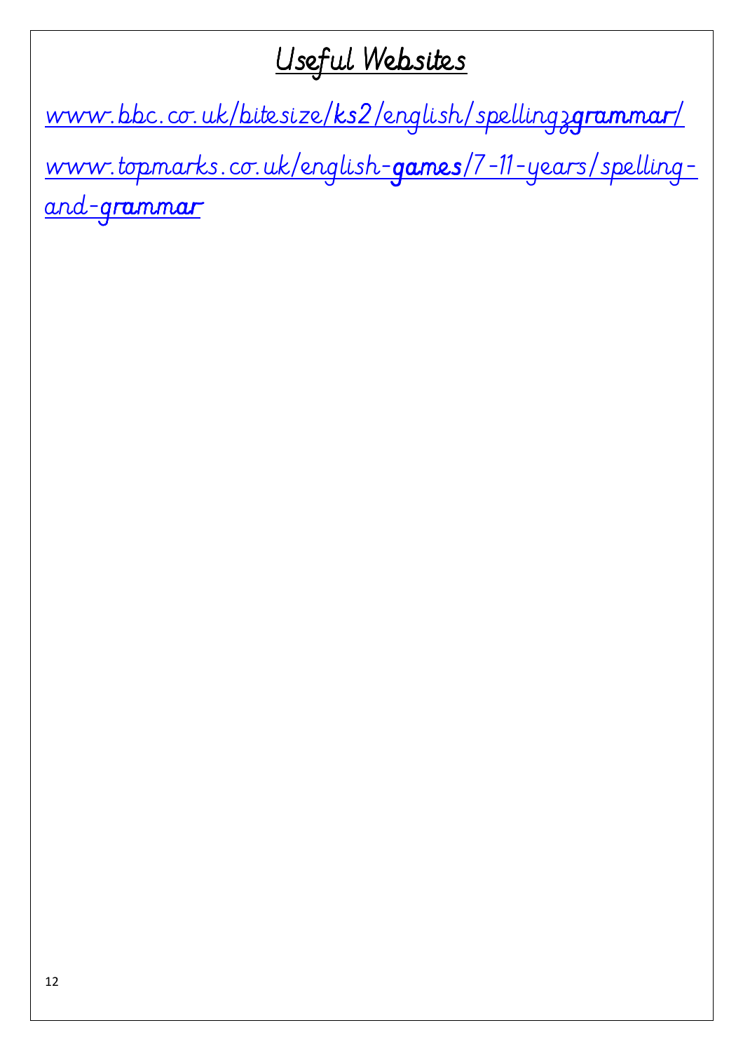# Useful Websites

www.bbc.co.uk/bitesize/ks2/english/spelling3grammar/

www.topmarks.co.uk/english-games/7-11-years/spelling-and-grammar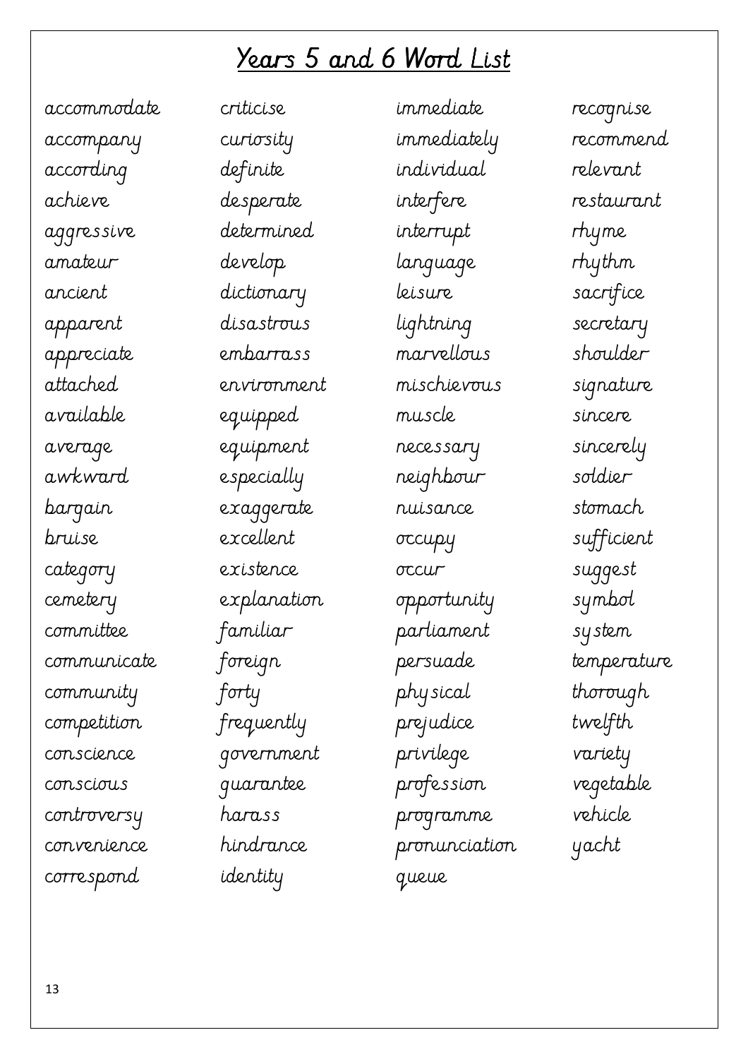# Years 5 and 6 Word List

accommodate
accompany
according
achieve
aggressive
amateur
ancient
apparent
appreciate
attached
available
average
awkward
bargain
bruise
category
cemetery
committee
communicate
community
competition
conscience
conscious
controversy
convenience
correspond
criticise
curiosity
definite
desperate
determined
develop
dictionary
disastrous
embarrass
environment
equipped
equipment
especially
exaggerate
excellent
existence
explanation
familiar
foreign
forty
frequently
government
guarantee
harass
hindrance
identity
immediate
immediately
individual
interfere
interrupt
language
leisure
lightning
marvellous
mischievous
muscle
necessary
neighbour
nuisance
occupy
occur
opportunity
parliament
persuade
physical
prejudice
privilege
profession
programme
pronunciation
queue
recognise
recommend
relevant
restaurant
rhyme
rhythm
sacrifice
secretary
shoulder
signature
sincere
sincerely
soldier
stomach
sufficient
suggest
symbol
system
temperature
thorough
twelfth
variety
vegetable
vehicle
yacht